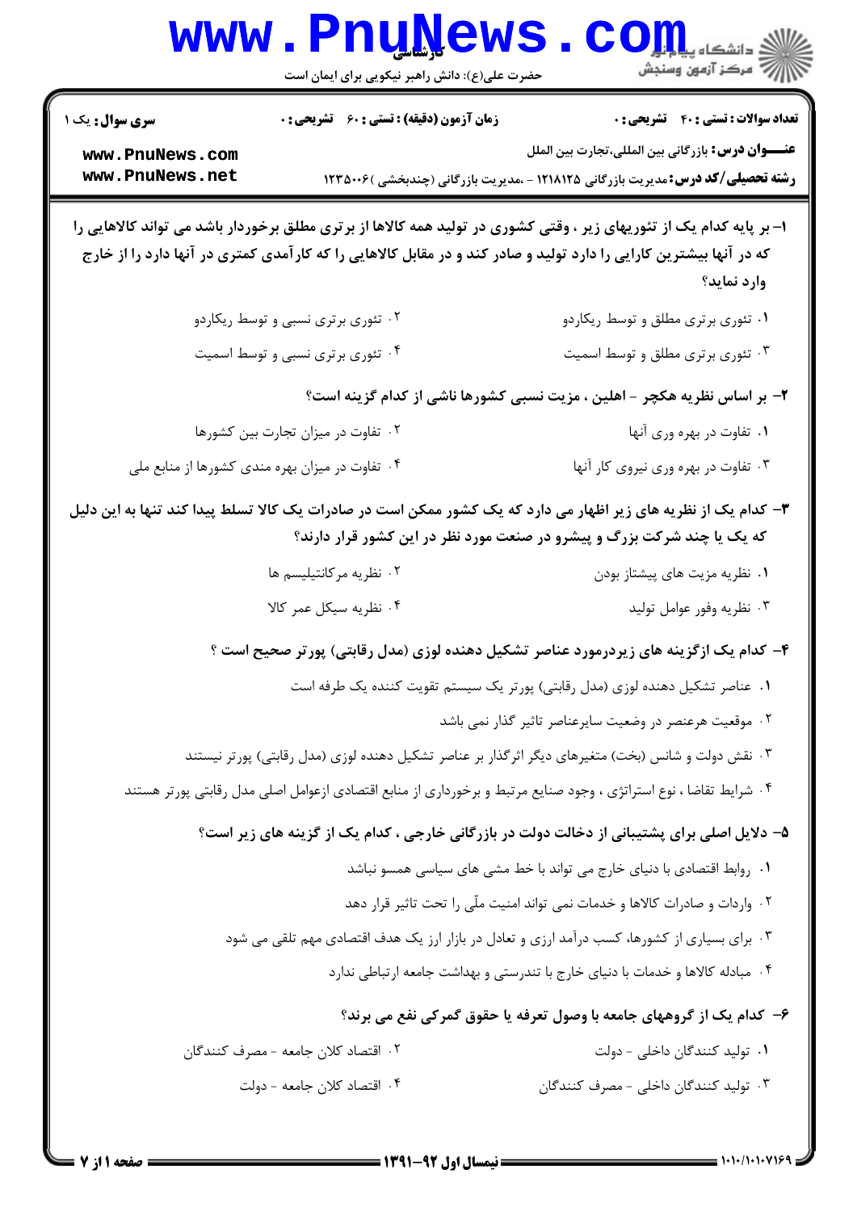**سری سؤال:** یک ۱

**زمان آزمون (دقیقه) : تستی : ۶۰ تشریحی : ۰**

**تعداد سوالات : تستی : ۴۰ تشریحی : ۰**

**عنـــوان درس:** بازرگانی بین المللی،تجارت بین الملل

**رشته تحصیلی/کد درس:** مدیریت بازرگانی ۱۲۱۸۱۲۵ - ،مدیریت بازرگانی (چندبخشی )۱۲۳۵۰۰۶

**۱- بر پایه کدام یک از تئوریهای زیر ، وقتی کشوری در تولید همه کالاها از برتری مطلق برخوردار باشد می تواند کالاهایی را که در آنها بیشترین کارایی را دارد تولید و صادر کند و در مقابل کالاهایی را که کارآمدی کمتری در آنها دارد را از خارج وارد نماید؟**

۱. تئوری برتری مطلق و توسط ریکاردو

۲. تئوری برتری نسبی و توسط ریکاردو

۳. تئوری برتری مطلق و توسط اسمیت

۴. تئوری برتری نسبی و توسط اسمیت

**۲- بر اساس نظریه هکچر - اهلین ، مزیت نسبی کشورها ناشی از کدام گزینه است؟**

۱. تفاوت در بهره وری آنها

۲. تفاوت در میزان تجارت بین کشورها

۳. تفاوت در بهره وری نیروی کار آنها

۴. تفاوت در میزان بهره مندی کشورها از منابع ملی

**۳- کدام یک از نظریه های زیر اظهار می دارد که یک کشور ممکن است در صادرات یک کالا تسلط پیدا کند تنها به این دلیل که یک یا چند شرکت بزرگ و پیشرو در صنعت مورد نظر در این کشور قرار دارند؟**

۱. نظریه مزیت های پیشتاز بودن

۲. نظریه مرکانتیلیسم ها

۳. نظریه وفور عوامل تولید

۴. نظریه سیکل عمر کالا

**۴- کدام یک ازگزینه های زیردرمورد عناصر تشکیل دهنده لوزی (مدل رقابتی) پورتر صحیح است ؟**

۱. عناصر تشکیل دهنده لوزی (مدل رقابتی) پورتر یک سیستم تقویت کننده یک طرفه است

۲. موقعیت هرعنصر در وضعیت سایرعناصر تاثیر گذار نمی باشد

۳. نقش دولت و شانس (بخت) متغیرهای دیگر اثرگذار بر عناصر تشکیل دهنده لوزی (مدل رقابتی) پورتر نیستند

۴. شرایط تقاضا ، نوع استراتژی ، وجود صنایع مرتبط و برخورداری از منابع اقتصادی ازعوامل اصلی مدل رقابتی پورتر هستند

**۵- دلایل اصلی برای پشتیبانی از دخالت دولت در بازرگانی خارجی ، کدام یک از گزینه های زیر است؟**

۱. روابط اقتصادی با دنیای خارج می تواند با خط مشی های سیاسی همسو نباشد

۲. واردات و صادرات کالاها و خدمات نمی تواند امنیت ملّی را تحت تاثیر قرار دهد

۳. برای بسیاری از کشورها، کسب درآمد ارزی و تعادل در بازار ارز یک هدف اقتصادی مهم تلقی می شود

۴. مبادله کالاها و خدمات با دنیای خارج با تندرستی و بهداشت جامعه ارتباطی ندارد

**۶- کدام یک از گروههای جامعه با وصول تعرفه یا حقوق گمرکی نفع می برند؟**

۱. تولید کنندگان داخلی - دولت

۲. اقتصاد کلان جامعه - مصرف کنندگان

۳. تولید کنندگان داخلی - مصرف کنندگان

۴. اقتصاد کلان جامعه - دولت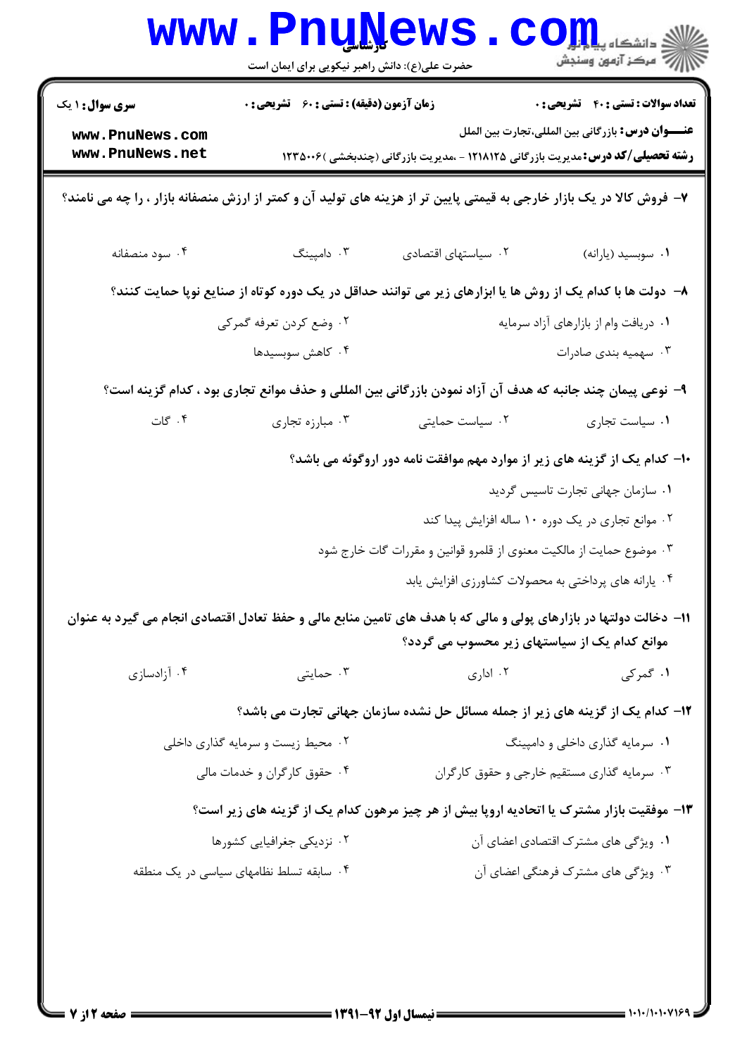۷– فروش کالا در یک بازار خارجی به قیمتی پایین تر از هزینه های تولید آن و کمتر از ارزش منصفانه بازار ، را چه می نامند؟

۱. سوبسید (یارانه)
۲. سیاستهای اقتصادی
۳. دامپینگ
۴. سود منصفانه

۸– دولت ها با کدام یک از روش ها یا ابزارهای زیر می توانند حداقل در یک دوره کوتاه از صنایع نوپا حمایت کنند؟

۱. دریافت وام از بازارهای آزاد سرمایه
۲. وضع کردن تعرفه گمرکی
۳. سهمیه بندی صادرات
۴. کاهش سوبسیدها

۹– نوعی پیمان چند جانبه که هدف آن آزاد نمودن بازرگانی بین المللی و حذف موانع تجاری بود ، کدام گزینه است؟

۱. سیاست تجاری
۲. سیاست حمایتی
۳. مبارزه تجاری
۴. گات

۱۰– کدام یک از گزینه های زیر از موارد مهم موافقت نامه دور اروگوئه می باشد؟

۱. سازمان جهانی تجارت تاسیس گردید
۲. موانع تجاری در یک دوره ۱۰ ساله افزایش پیدا کند
۳. موضوع حمایت از مالکیت معنوی از قلمرو قوانین و مقررات گات خارج شود
۴. یارانه های پرداختی به محصولات کشاورزی افزایش یابد

۱۱– دخالت دولتها در بازارهای پولی و مالی که با هدف های تامین منابع مالی و حفظ تعادل اقتصادی انجام می گیرد به عنوان موانع کدام یک از سیاستهای زیر محسوب می گردد؟

۱. گمرکی
۲. اداری
۳. حمایتی
۴. آزادسازی

۱۲– کدام یک از گزینه های زیر از جمله مسائل حل نشده سازمان جهانی تجارت می باشد؟

۱. سرمایه گذاری داخلی و دامپینگ
۲. محیط زیست و سرمایه گذاری داخلی
۳. سرمایه گذاری مستقیم خارجی و حقوق کارگران
۴. حقوق کارگران و خدمات مالی

۱۳– موفقیت بازار مشترک یا اتحادیه اروپا بیش از هر چیز مرهون کدام یک از گزینه های زیر است؟

۱. ویژگی های مشترک اقتصادی اعضای آن
۲. نزدیکی جغرافیایی کشورها
۳. ویژگی های مشترک فرهنگی اعضای آن
۴. سابقه تسلط نظامهای سیاسی در یک منطقه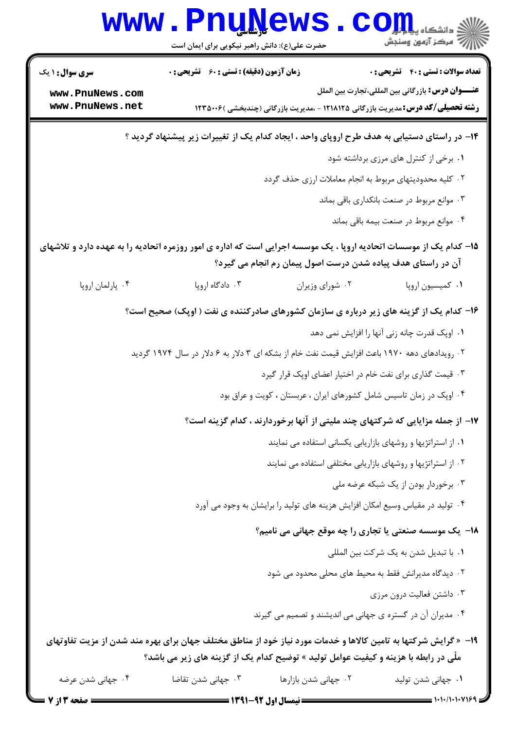**۱۴- در راستای دستیابی به هدف طرح اروپای واحد ، ایجاد کدام یک از تغییرات زیر پیشنهاد گردید ؟**

۱. برخی از کنترل های مرزی برداشته شود

۲. کلیه محدودیتهای مربوط به انجام معاملات ارزی حذف گردد

۳. موانع مربوط در صنعت بانکداری باقی بماند

۴. موانع مربوط در صنعت بیمه باقی بماند

**۱۵- کدام یک از موسسات اتحادیه اروپا ، یک موسسه اجرایی است که اداره ی امور روزمره اتحادیه را به عهده دارد و تلاشهای آن در راستای هدف پیاده شدن درست اصول پیمان رم انجام می گیرد؟**

۱. کمیسیون اروپا

۲. شورای وزیران

۳. دادگاه اروپا

۴. پارلمان اروپا

**۱۶- کدام یک از گزینه های زیر درباره ی سازمان کشورهای صادرکننده ی نفت ( اوپک) صحیح است؟**

۱. اوپک قدرت چانه زنی آنها را افزایش نمی دهد

۲. رویدادهای دهه ۱۹۷۰ باعث افزایش قیمت نفت خام از بشکه ای ۳ دلار به ۶ دلار در سال ۱۹۷۴ گردید

۳. قیمت گذاری برای نفت خام در اختیار اعضای اوپک قرار گیرد

۴. اوپک در زمان تاسیس شامل کشورهای ایران ، عربستان ، کویت و عراق بود

**۱۷- از جمله مزایایی که شرکتهای چند ملیتی از آنها برخوردارند ، کدام گزینه است؟**

۱. از استراتژیها و روشهای بازاریابی یکسانی استفاده می نمایند

۲. از استراتژیها و روشهای بازاریابی مختلفی استفاده می نمایند

۳. برخوردار بودن از یک شبکه عرضه ملی

۴. تولید در مقیاس وسیع امکان افزایش هزینه های تولید را برایشان به وجود می آورد

**۱۸- یک موسسه صنعتی یا تجاری را چه موقع جهانی می نامیم؟**

۱. با تبدیل شدن به یک شرکت بین المللی

۲. دیدگاه مدیرانش فقط به محیط های محلی محدود می شود

۳. داشتن فعالیت درون مرزی

۴. مدیران آن در گستره ی جهانی می اندیشند و تصمیم می گیرند

**۱۹- « گرایش شرکتها به تامین کالاها و خدمات مورد نیاز خود از مناطق مختلف جهان برای بهره مند شدن از مزیت تفاوتهای ملّی در رابطه با هزینه و کیفیت عوامل تولید » توضیح کدام یک از گزینه های زیر می باشد؟**

۱. جهانی شدن تولید

۲. جهانی شدن بازارها

۳. جهانی شدن تقاضا

۴. جهانی شدن عرضه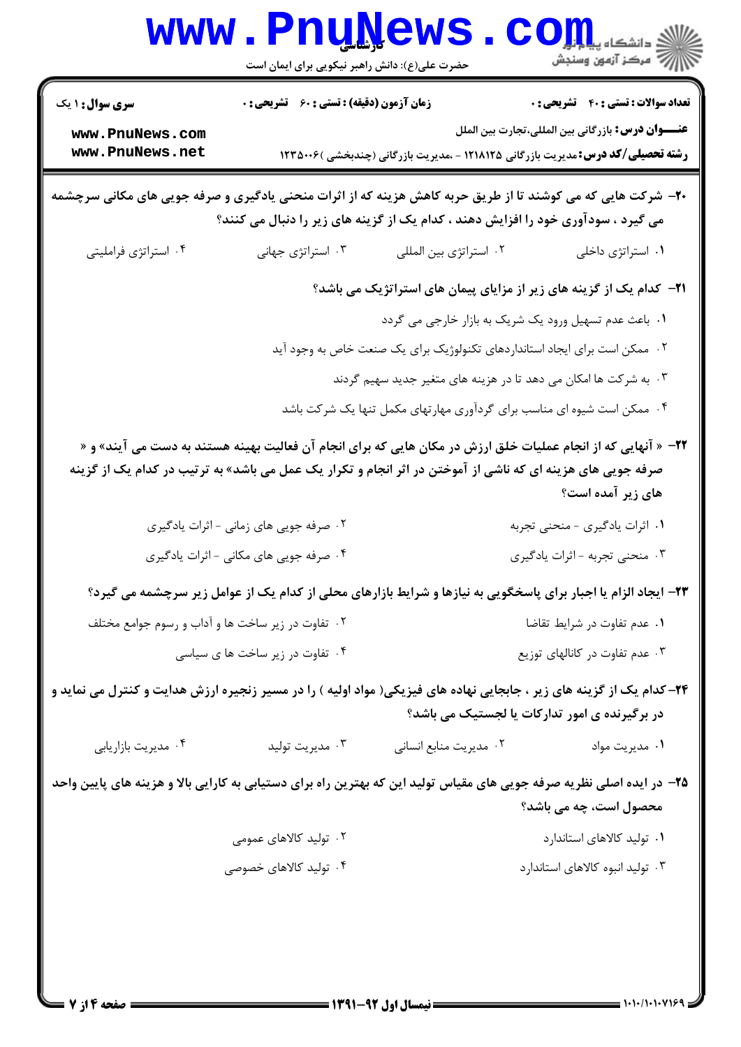**۲۰-** شرکت هایی که می کوشند تا از طریق حربه کاهش هزینه که از اثرات منحنی یادگیری و صرفه جویی های مکانی سرچشمه می گیرد ، سودآوری خود را افزایش دهند ، کدام یک از گزینه های زیر را دنبال می کنند؟

۱. استراتژی داخلی
۲. استراتژی بین المللی
۳. استراتژی جهانی
۴. استراتژی فراملیتی

**۲۱-** کدام یک از گزینه های زیر از مزایای پیمان های استراتژیک می باشد؟

۱. باعث عدم تسهیل ورود یک شریک به بازار خارجی می گردد
۲. ممکن است برای ایجاد استانداردهای تکنولوژیک برای یک صنعت خاص به وجود آید
۳. به شرکت ها امکان می دهد تا در هزینه های متغیر جدید سهیم گردند
۴. ممکن است شیوه ای مناسب برای گردآوری مهارتهای مکمل تنها یک شرکت باشد

**۲۲-** « آنهایی که از انجام عملیات خلق ارزش در مکان هایی که برای انجام آن فعالیت بهینه هستند به دست می آیند» و « صرفه جویی های هزینه ای که ناشی از آموختن در اثر انجام و تکرار یک عمل می باشد» به ترتیب در کدام یک از گزینه های زیر آمده است؟

۱. اثرات یادگیری - منحنی تجربه
۲. صرفه جویی های زمانی - اثرات یادگیری
۳. منحنی تجربه - اثرات یادگیری
۴. صرفه جویی های مکانی - اثرات یادگیری

**۲۳-** ایجاد الزام یا اجبار برای پاسخگویی به نیازها و شرایط بازارهای محلی از کدام یک از عوامل زیر سرچشمه می گیرد؟

۱. عدم تفاوت در شرایط تقاضا
۲. تفاوت در زیر ساخت ها و آداب و رسوم جوامع مختلف
۳. عدم تفاوت در کانالهای توزیع
۴. تفاوت در زیر ساخت ها ی سیاسی

**۲۴-** کدام یک از گزینه های زیر ، جابجایی نهاده های فیزیکی( مواد اولیه ) را در مسیر زنجیره ارزش هدایت و کنترل می نماید و در برگیرنده ی امور تدارکات یا لجستیک می باشد؟

۱. مدیریت مواد
۲. مدیریت منابع انسانی
۳. مدیریت تولید
۴. مدیریت بازاریابی

**۲۵-** در ایده اصلی نظریه صرفه جویی های مقیاس تولید این که بهترین راه برای دستیابی به کارایی بالا و هزینه های پایین واحد محصول است، چه می باشد؟

۱. تولید کالاهای استاندارد
۲. تولید کالاهای عمومی
۳. تولید انبوه کالاهای استاندارد
۴. تولید کالاهای خصوصی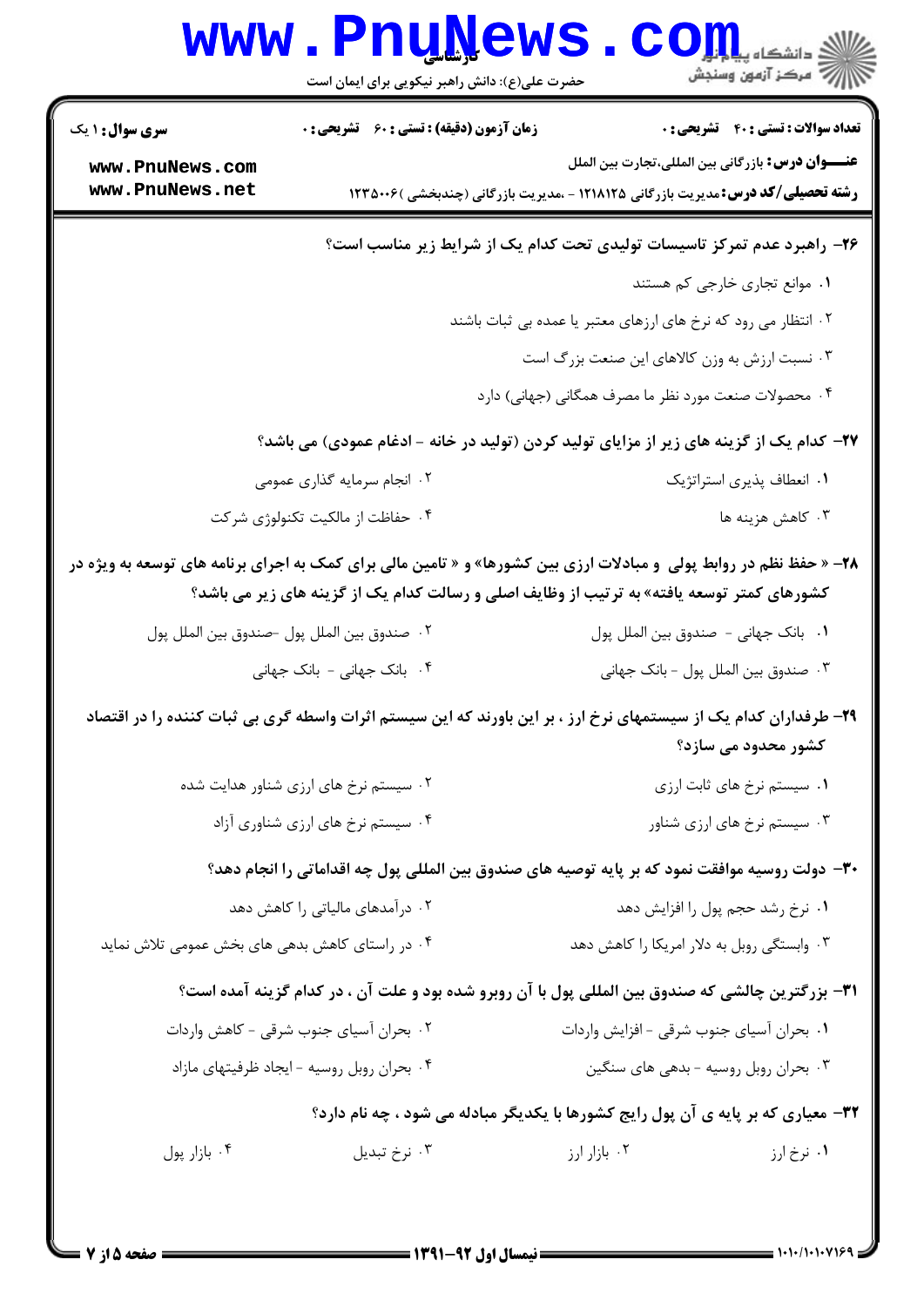**سری سوال:** ۱ یک

**زمان آزمون (دقیقه) : تستی : ۶۰ تشریحی : ۰**

**تعداد سوالات : تستی : ۴۰ تشریحی : ۰**

**عنـــوان درس:** بازرگانی بین المللی،تجارت بین الملل

**رشته تحصیلی/کد درس:** مدیریت بازرگانی ۱۲۱۸۱۲۵ - ،مدیریت بازرگانی (چندبخشی )۱۲۳۵۰۰۶

**۲۶- راهبرد عدم تمرکز تاسیسات تولیدی تحت کدام یک از شرایط زیر مناسب است؟**

۱. موانع تجاری خارجی کم هستند

۲. انتظار می رود که نرخ های ارزهای معتبر یا عمده بی ثبات باشند

۳. نسبت ارزش به وزن کالاهای این صنعت بزرگ است

۴. محصولات صنعت مورد نظر ما مصرف همگانی (جهانی) دارد

**۲۷- کدام یک از گزینه های زیر از مزایای تولید کردن (تولید در خانه - ادغام عمودی) می باشد؟**

۱. انعطاف پذیری استراتژیک

۲. انجام سرمایه گذاری عمومی

۳. کاهش هزینه ها

۴. حفاظت از مالکیت تکنولوژی شرکت

**۲۸- « حفظ نظم در روابط پولی و مبادلات ارزی بین کشورها» و « تامین مالی برای کمک به اجرای برنامه های توسعه به ویژه در کشورهای کمتر توسعه یافته» به ترتیب از وظایف اصلی و رسالت کدام یک از گزینه های زیر می باشد؟**

۱. بانک جهانی - صندوق بین الملل پول

۲. صندوق بین الملل پول -صندوق بین الملل پول

۳. صندوق بین الملل پول - بانک جهانی

۴. بانک جهانی - بانک جهانی

**۲۹- طرفداران کدام یک از سیستمهای نرخ ارز ، بر این باورند که این سیستم اثرات واسطه گری بی ثبات کننده را در اقتصاد کشور محدود می سازد؟**

۱. سیستم نرخ های ثابت ارزی

۲. سیستم نرخ های ارزی شناور هدایت شده

۳. سیستم نرخ های ارزی شناور

۴. سیستم نرخ های ارزی شناوری آزاد

**۳۰- دولت روسیه موافقت نمود که بر پایه توصیه های صندوق بین المللی پول چه اقداماتی را انجام دهد؟**

۱. نرخ رشد حجم پول را افزایش دهد

۲. درآمدهای مالیاتی را کاهش دهد

۳. وابستگی روبل به دلار امریکا را کاهش دهد

۴. در راستای کاهش بدهی های بخش عمومی تلاش نماید

**۳۱- بزرگترین چالشی که صندوق بین المللی پول با آن روبرو شده بود و علت آن ، در کدام گزینه آمده است؟**

۱. بحران آسیای جنوب شرقی - افزایش واردات

۲. بحران آسیای جنوب شرقی - کاهش واردات

۳. بحران روبل روسیه - بدهی های سنگین

۴. بحران روبل روسیه - ایجاد ظرفیتهای مازاد

**۳۲- معیاری که بر پایه ی آن پول رایج کشورها با یکدیگر مبادله می شود ، چه نام دارد؟**

۱. نرخ ارز

۲. بازار ارز

۳. نرخ تبدیل

۴. بازار پول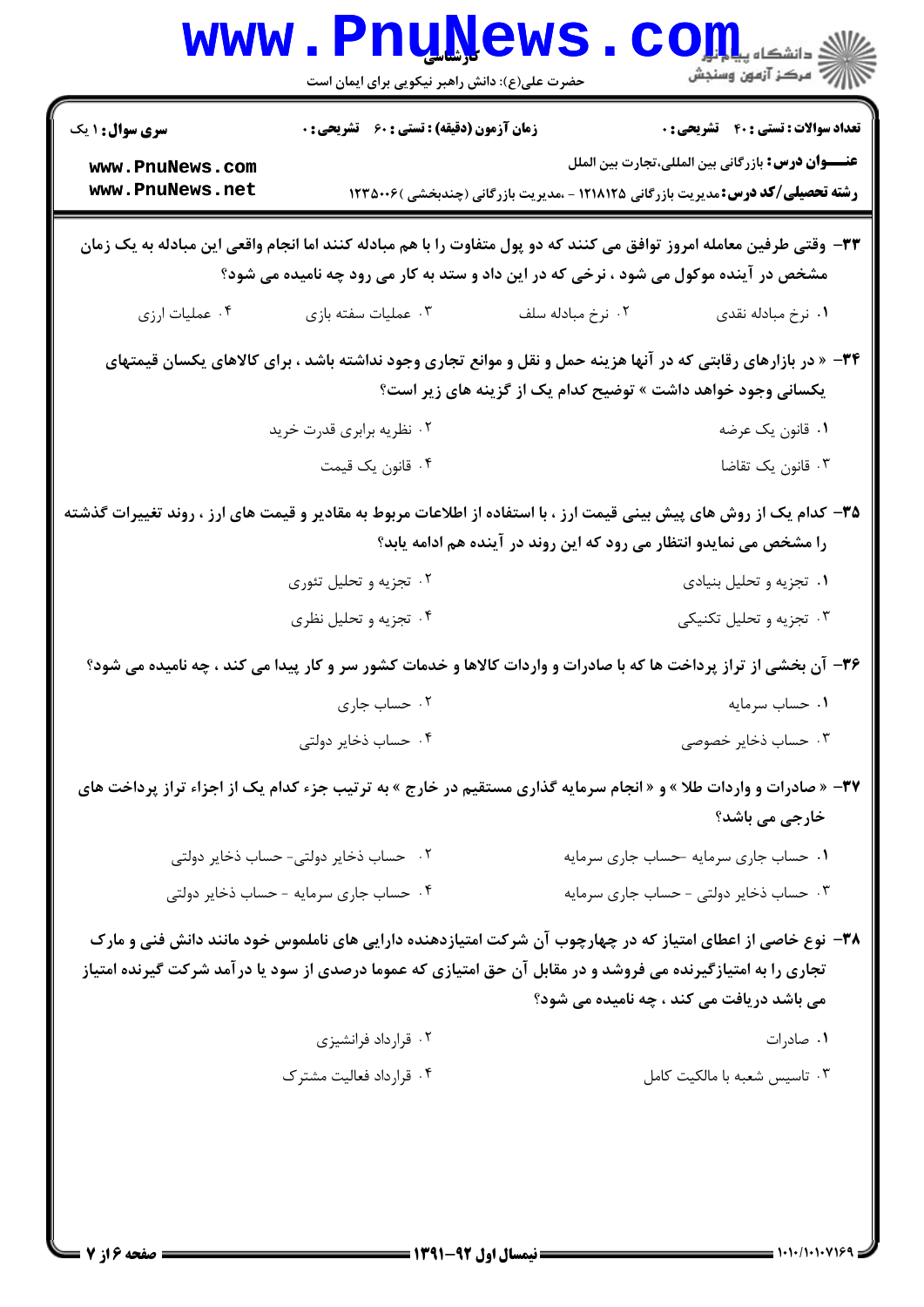**سری سوال:** ۱ یک | **زمان آزمون (دقیقه) : تستی :** ۶۰ **تشریحی :** ۰ | **تعداد سوالات : تستی :** ۴۰ **تشریحی :** ۰

**عنـــوان درس:** بازرگانی بین المللی،تجارت بین الملل

**رشته تحصیلی/کد درس:** مدیریت بازرگانی ۱۲۱۸۱۲۵ - ،مدیریت بازرگانی (چندبخشی )۱۲۳۵۰۰۶

**۳۳-** وقتی طرفین معامله امروز توافق می کنند که دو پول متفاوت را با هم مبادله کنند اما انجام واقعی این مبادله به یک زمان مشخص در آینده موکول می شود ، نرخی که در این داد و ستد به کار می رود چه نامیده می شود؟

۱. نرخ مبادله نقدی
۲. نرخ مبادله سلف
۳. عملیات سفته بازی
۴. عملیات ارزی

**۳۴-** « در بازارهای رقابتی که در آنها هزینه حمل و نقل و موانع تجاری وجود نداشته باشد ، برای کالاهای یکسان قیمتهای یکسانی وجود خواهد داشت » توضیح کدام یک از گزینه های زیر است؟

۱. قانون یک عرضه
۲. نظریه برابری قدرت خرید
۳. قانون یک تقاضا
۴. قانون یک قیمت

**۳۵-** کدام یک از روش های پیش بینی قیمت ارز ، با استفاده از اطلاعات مربوط به مقادیر و قیمت های ارز ، روند تغییرات گذشته را مشخص می نمایدو انتظار می رود که این روند در آینده هم ادامه یابد؟

۱. تجزیه و تحلیل بنیادی
۲. تجزیه و تحلیل تئوری
۳. تجزیه و تحلیل تکنیکی
۴. تجزیه و تحلیل نظری

**۳۶-** آن بخشی از تراز پرداخت ها که با صادرات و واردات کالاها و خدمات کشور سر و کار پیدا می کند ، چه نامیده می شود؟

۱. حساب سرمایه
۲. حساب جاری
۳. حساب ذخایر خصوصی
۴. حساب ذخایر دولتی

**۳۷-** « صادرات و واردات طلا » و « انجام سرمایه گذاری مستقیم در خارج » به ترتیب جزء کدام یک از اجزاء تراز پرداخت های خارجی می باشد؟

۱. حساب جاری سرمایه -حساب جاری سرمایه
۲. حساب ذخایر دولتی- حساب ذخایر دولتی
۳. حساب ذخایر دولتی - حساب جاری سرمایه
۴. حساب جاری سرمایه - حساب ذخایر دولتی

**۳۸-** نوع خاصی از اعطای امتیاز که در چهارچوب آن شرکت امتیازدهنده دارایی های نامملموس خود مانند دانش فنی و مارک تجاری را به امتیازگیرنده می فروشد و در مقابل آن حق امتیازی که عموما درصدی از سود یا درآمد شرکت گیرنده امتیاز می باشد دریافت می کند ، چه نامیده می شود؟

۱. صادرات
۲. قرارداد فرانشیزی
۳. تاسیس شعبه با مالکیت کامل
۴. قرارداد فعالیت مشترک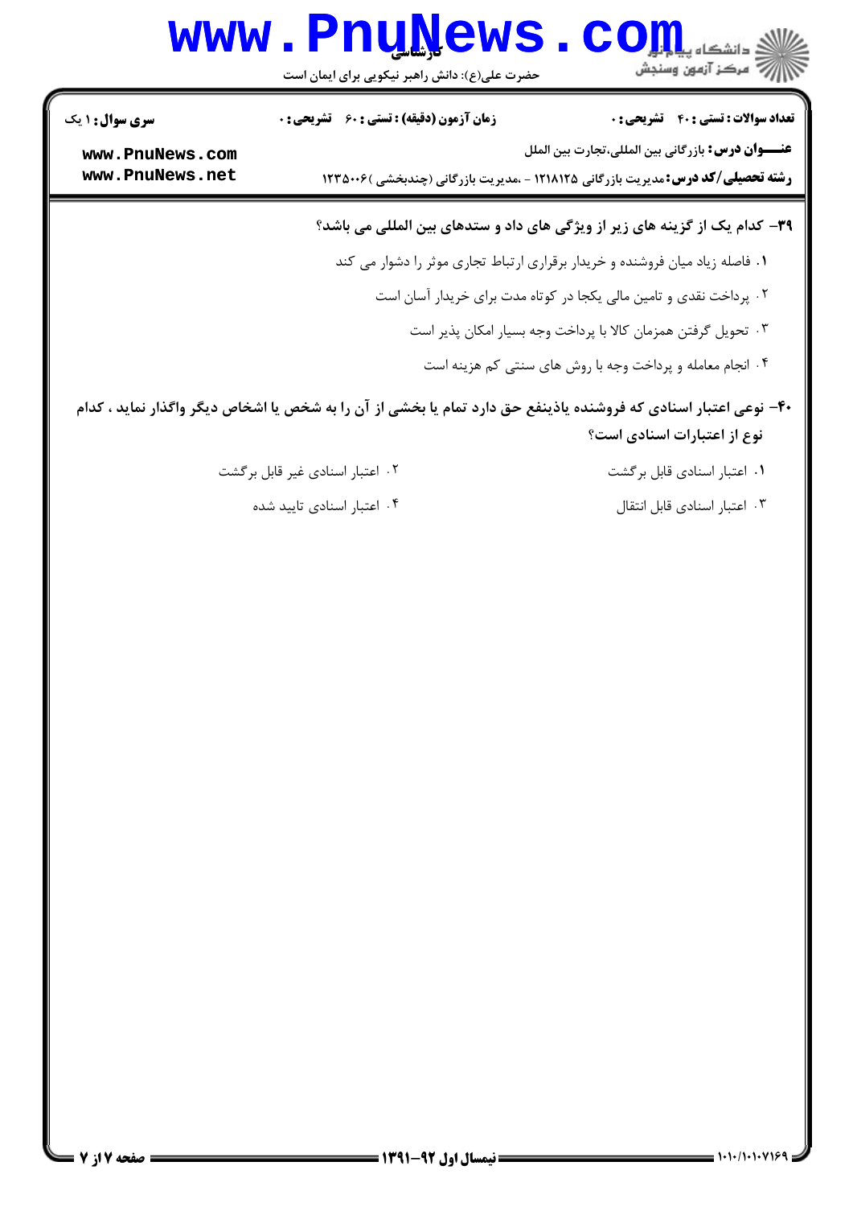**۳۹- کدام یک از گزینه های زیر از ویژگی های داد و ستدهای بین المللی می باشد؟**

۱. فاصله زیاد میان فروشنده و خریدار برقراری ارتباط تجاری موثر را دشوار می کند

۲. پرداخت نقدی و تامین مالی یکجا در کوتاه مدت برای خریدار آسان است

۳. تحویل گرفتن همزمان کالا با پرداخت وجه بسیار امکان پذیر است

۴. انجام معامله و پرداخت وجه با روش های سنتی کم هزینه است

**۴۰- نوعی اعتبار اسنادی که فروشنده یاذینفع حق دارد تمام یا بخشی از آن را به شخص یا اشخاص دیگر واگذار نماید ، کدام نوع از اعتبارات اسنادی است؟**

۱. اعتبار اسنادی قابل برگشت

۲. اعتبار اسنادی غیر قابل برگشت

۳. اعتبار اسنادی قابل انتقال

۴. اعتبار اسنادی تایید شده